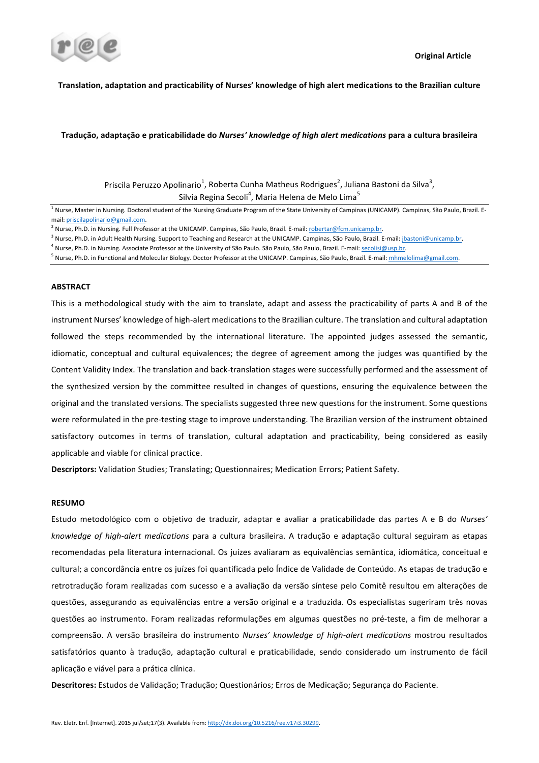Original Article

# Translation, adaptation and practicability of Nurses' knowledge of high alert medications to the Brazilian culture

# Tradução, adaptação e praticabilidade do *Nurses' knowledge of high alert medications* para a cultura brasileira

Priscila Peruzzo Apolinario[1], Roberta Cunha Matheus Rodrigues[2], Juliana Bastoni da Silva[3], Silvia Regina Secoli[4], Maria Helena de Melo Lima[5]

[1] Nurse, Master in Nursing. Doctoral student of the Nursing Graduate Program of the State University of Campinas (UNICAMP). Campinas, São Paulo, Brazil. E-mail: priscilapolinario@gmail.com.

[2] Nurse, Ph.D. in Nursing. Full Professor at the UNICAMP. Campinas, São Paulo, Brazil. E-mail: robertar@fcm.unicamp.br.

[3] Nurse, Ph.D. in Adult Health Nursing. Support to Teaching and Research at the UNICAMP. Campinas, São Paulo, Brazil. E-mail: jbastoni@unicamp.br.

[4] Nurse, Ph.D. in Nursing. Associate Professor at the University of São Paulo. São Paulo, São Paulo, Brazil. E-mail: secolisi@usp.br.

[5] Nurse, Ph.D. in Functional and Molecular Biology. Doctor Professor at the UNICAMP. Campinas, São Paulo, Brazil. E-mail: mhmelolima@gmail.com.

## ABSTRACT

This is a methodological study with the aim to translate, adapt and assess the practicability of parts A and B of the instrument Nurses' knowledge of high-alert medications to the Brazilian culture. The translation and cultural adaptation followed the steps recommended by the international literature. The appointed judges assessed the semantic, idiomatic, conceptual and cultural equivalences; the degree of agreement among the judges was quantified by the Content Validity Index. The translation and back-translation stages were successfully performed and the assessment of the synthesized version by the committee resulted in changes of questions, ensuring the equivalence between the original and the translated versions. The specialists suggested three new questions for the instrument. Some questions were reformulated in the pre-testing stage to improve understanding. The Brazilian version of the instrument obtained satisfactory outcomes in terms of translation, cultural adaptation and practicability, being considered as easily applicable and viable for clinical practice.

**Descriptors:** Validation Studies; Translating; Questionnaires; Medication Errors; Patient Safety.

## RESUMO

Estudo metodológico com o objetivo de traduzir, adaptar e avaliar a praticabilidade das partes A e B do *Nurses' knowledge of high-alert medications* para a cultura brasileira. A tradução e adaptação cultural seguiram as etapas recomendadas pela literatura internacional. Os juízes avaliaram as equivalências semântica, idiomática, conceitual e cultural; a concordância entre os juízes foi quantificada pelo Índice de Validade de Conteúdo. As etapas de tradução e retrotradução foram realizadas com sucesso e a avaliação da versão síntese pelo Comitê resultou em alterações de questões, assegurando as equivalências entre a versão original e a traduzida. Os especialistas sugeriram três novas questões ao instrumento. Foram realizadas reformulações em algumas questões no pré-teste, a fim de melhorar a compreensão. A versão brasileira do instrumento *Nurses' knowledge of high-alert medications* mostrou resultados satisfatórios quanto à tradução, adaptação cultural e praticabilidade, sendo considerado um instrumento de fácil aplicação e viável para a prática clínica.

**Descritores:** Estudos de Validação; Tradução; Questionários; Erros de Medicação; Segurança do Paciente.

Rev. Eletr. Enf. [Internet]. 2015 jul/set;17(3). Available from: http://dx.doi.org/10.5216/ree.v17i3.30299.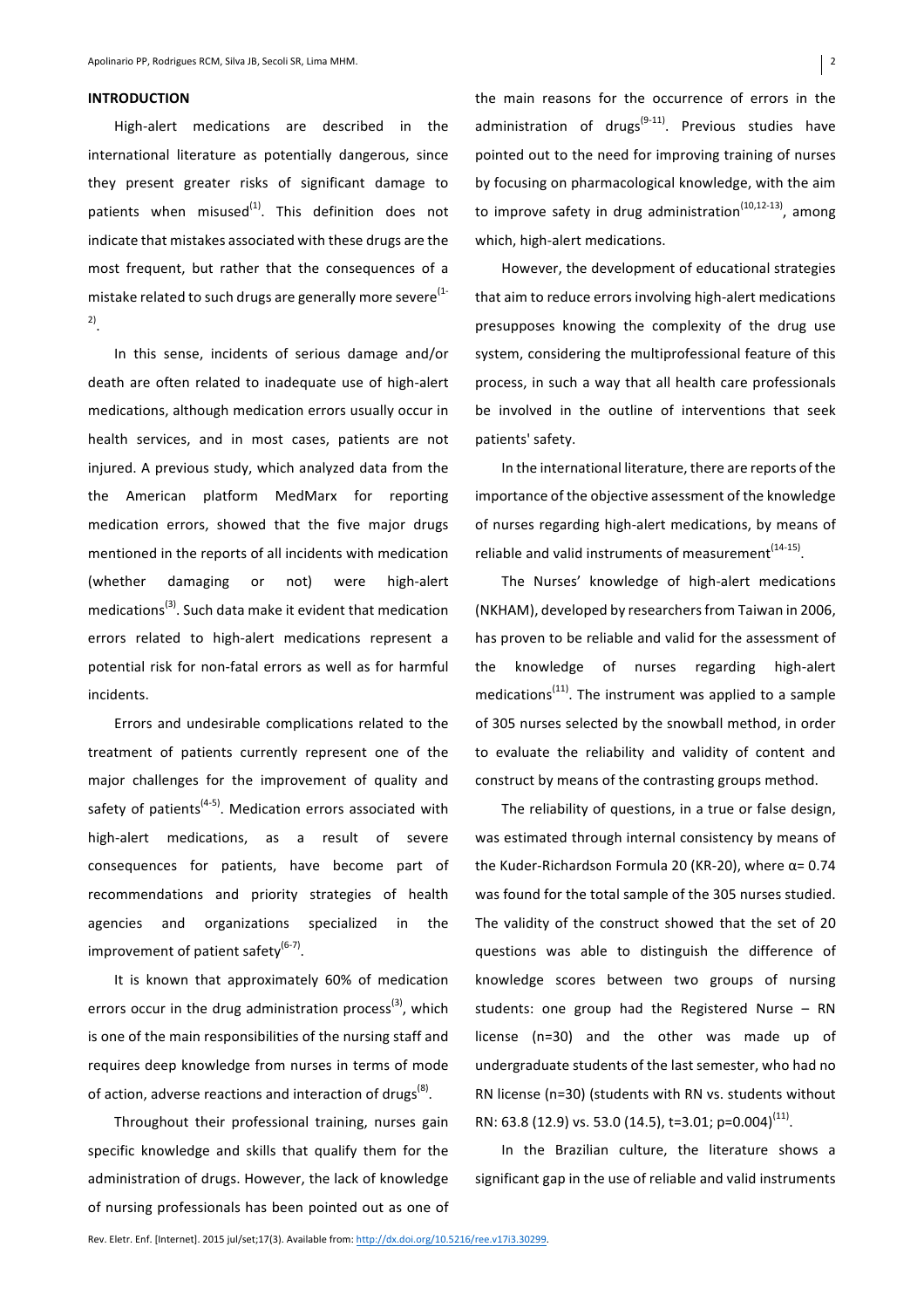## INTRODUCTION

High-alert medications are described in the international literature as potentially dangerous, since they present greater risks of significant damage to patients when misused[1]. This definition does not indicate that mistakes associated with these drugs are the most frequent, but rather that the consequences of a mistake related to such drugs are generally more severe[1-2].

In this sense, incidents of serious damage and/or death are often related to inadequate use of high-alert medications, although medication errors usually occur in health services, and in most cases, patients are not injured. A previous study, which analyzed data from the the American platform MedMarx for reporting medication errors, showed that the five major drugs mentioned in the reports of all incidents with medication (whether damaging or not) were high-alert medications[3]. Such data make it evident that medication errors related to high-alert medications represent a potential risk for non-fatal errors as well as for harmful incidents.

Errors and undesirable complications related to the treatment of patients currently represent one of the major challenges for the improvement of quality and safety of patients[4-5]. Medication errors associated with high-alert medications, as a result of severe consequences for patients, have become part of recommendations and priority strategies of health agencies and organizations specialized in the improvement of patient safety[6-7].

It is known that approximately 60% of medication errors occur in the drug administration process[3], which is one of the main responsibilities of the nursing staff and requires deep knowledge from nurses in terms of mode of action, adverse reactions and interaction of drugs[8].

Throughout their professional training, nurses gain specific knowledge and skills that qualify them for the administration of drugs. However, the lack of knowledge of nursing professionals has been pointed out as one of the main reasons for the occurrence of errors in the administration of drugs[9-11]. Previous studies have pointed out to the need for improving training of nurses by focusing on pharmacological knowledge, with the aim to improve safety in drug administration[10,12-13], among which, high-alert medications.

However, the development of educational strategies that aim to reduce errors involving high-alert medications presupposes knowing the complexity of the drug use system, considering the multiprofessional feature of this process, in such a way that all health care professionals be involved in the outline of interventions that seek patients' safety.

In the international literature, there are reports of the importance of the objective assessment of the knowledge of nurses regarding high-alert medications, by means of reliable and valid instruments of measurement[14-15].

The Nurses' knowledge of high-alert medications (NKHAM), developed by researchers from Taiwan in 2006, has proven to be reliable and valid for the assessment of the knowledge of nurses regarding high-alert medications[11]. The instrument was applied to a sample of 305 nurses selected by the snowball method, in order to evaluate the reliability and validity of content and construct by means of the contrasting groups method.

The reliability of questions, in a true or false design, was estimated through internal consistency by means of the Kuder-Richardson Formula 20 (KR-20), where $\alpha = 0.74$ was found for the total sample of the 305 nurses studied. The validity of the construct showed that the set of 20 questions was able to distinguish the difference of knowledge scores between two groups of nursing students: one group had the Registered Nurse – RN license (n=30) and the other was made up of undergraduate students of the last semester, who had no RN license (n=30) (students with RN vs. students without RN: 63.8 (12.9) vs. 53.0 (14.5), $t=3.01$; $p=0.004$)[11].

In the Brazilian culture, the literature shows a significant gap in the use of reliable and valid instruments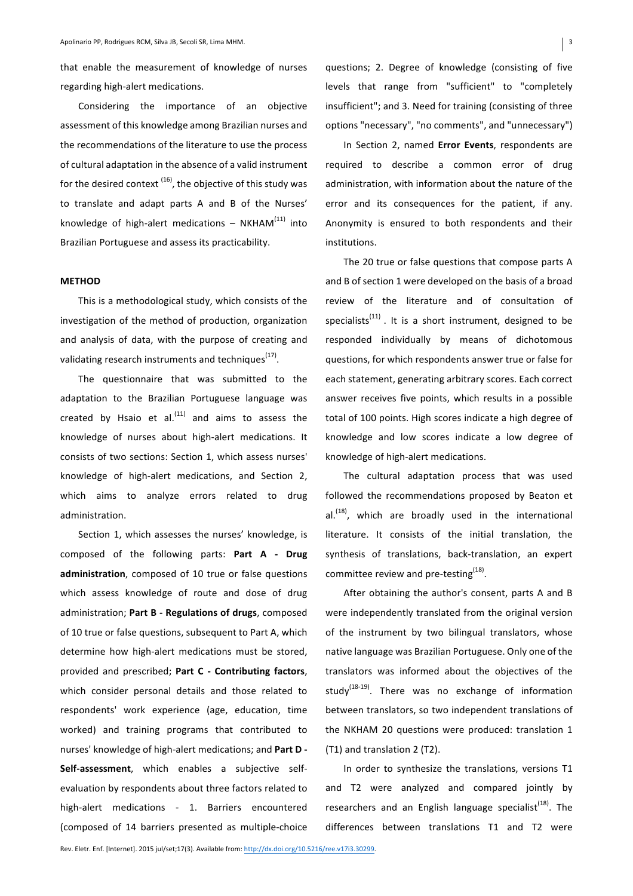that enable the measurement of knowledge of nurses regarding high-alert medications.

Considering the importance of an objective assessment of this knowledge among Brazilian nurses and the recommendations of the literature to use the process of cultural adaptation in the absence of a valid instrument for the desired context [16], the objective of this study was to translate and adapt parts A and B of the Nurses' knowledge of high-alert medications – NKHAM[11] into Brazilian Portuguese and assess its practicability.

## METHOD

This is a methodological study, which consists of the investigation of the method of production, organization and analysis of data, with the purpose of creating and validating research instruments and techniques[17].

The questionnaire that was submitted to the adaptation to the Brazilian Portuguese language was created by Hsaio et al.[11] and aims to assess the knowledge of nurses about high-alert medications. It consists of two sections: Section 1, which assess nurses' knowledge of high-alert medications, and Section 2, which aims to analyze errors related to drug administration.

Section 1, which assesses the nurses' knowledge, is composed of the following parts: **Part A - Drug administration**, composed of 10 true or false questions which assess knowledge of route and dose of drug administration; **Part B - Regulations of drugs**, composed of 10 true or false questions, subsequent to Part A, which determine how high-alert medications must be stored, provided and prescribed; **Part C - Contributing factors**, which consider personal details and those related to respondents' work experience (age, education, time worked) and training programs that contributed to nurses' knowledge of high-alert medications; and **Part D - Self-assessment**, which enables a subjective self-evaluation by respondents about three factors related to high-alert medications - 1. Barriers encountered (composed of 14 barriers presented as multiple-choice questions; 2. Degree of knowledge (consisting of five levels that range from "sufficient" to "completely insufficient"; and 3. Need for training (consisting of three options "necessary", "no comments", and "unnecessary")

In Section 2, named **Error Events**, respondents are required to describe a common error of drug administration, with information about the nature of the error and its consequences for the patient, if any. Anonymity is ensured to both respondents and their institutions.

The 20 true or false questions that compose parts A and B of section 1 were developed on the basis of a broad review of the literature and of consultation of specialists[11]. It is a short instrument, designed to be responded individually by means of dichotomous questions, for which respondents answer true or false for each statement, generating arbitrary scores. Each correct answer receives five points, which results in a possible total of 100 points. High scores indicate a high degree of knowledge and low scores indicate a low degree of knowledge of high-alert medications.

The cultural adaptation process that was used followed the recommendations proposed by Beaton et al.[18], which are broadly used in the international literature. It consists of the initial translation, the synthesis of translations, back-translation, an expert committee review and pre-testing[18].

After obtaining the author's consent, parts A and B were independently translated from the original version of the instrument by two bilingual translators, whose native language was Brazilian Portuguese. Only one of the translators was informed about the objectives of the study[18-19]. There was no exchange of information between translators, so two independent translations of the NKHAM 20 questions were produced: translation 1 (T1) and translation 2 (T2).

In order to synthesize the translations, versions T1 and T2 were analyzed and compared jointly by researchers and an English language specialist[18]. The differences between translations T1 and T2 were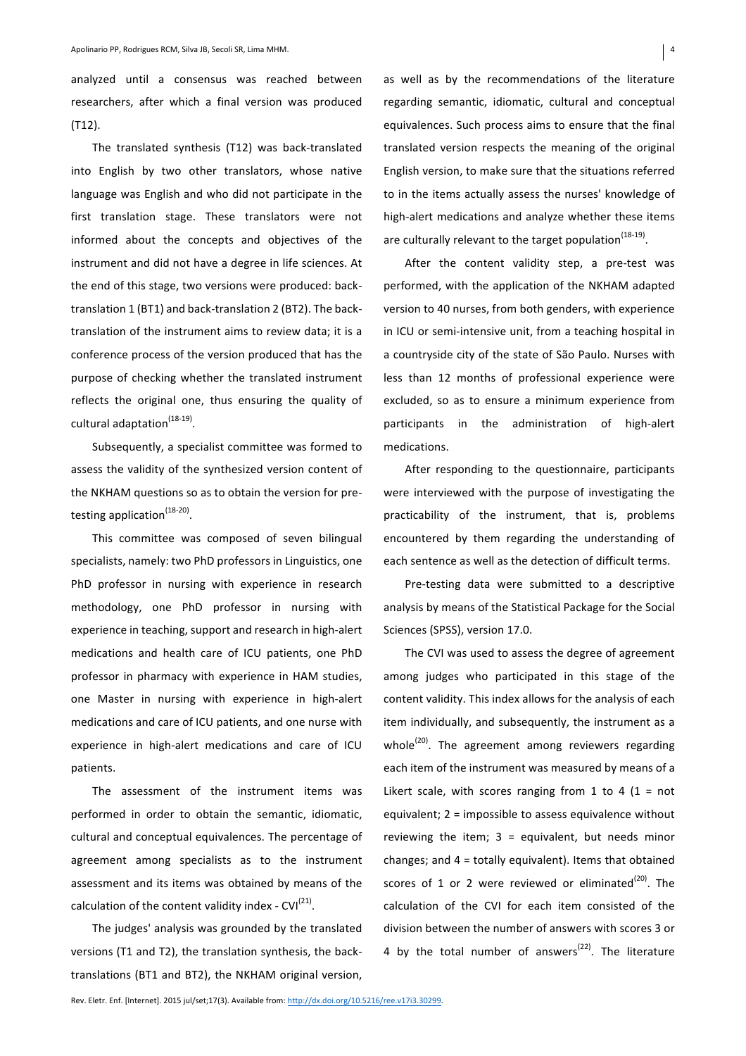analyzed until a consensus was reached between researchers, after which a final version was produced (T12).

The translated synthesis (T12) was back-translated into English by two other translators, whose native language was English and who did not participate in the first translation stage. These translators were not informed about the concepts and objectives of the instrument and did not have a degree in life sciences. At the end of this stage, two versions were produced: back-translation 1 (BT1) and back-translation 2 (BT2). The back-translation of the instrument aims to review data; it is a conference process of the version produced that has the purpose of checking whether the translated instrument reflects the original one, thus ensuring the quality of cultural adaptation[18-19].

Subsequently, a specialist committee was formed to assess the validity of the synthesized version content of the NKHAM questions so as to obtain the version for pre-testing application[18-20].

This committee was composed of seven bilingual specialists, namely: two PhD professors in Linguistics, one PhD professor in nursing with experience in research methodology, one PhD professor in nursing with experience in teaching, support and research in high-alert medications and health care of ICU patients, one PhD professor in pharmacy with experience in HAM studies, one Master in nursing with experience in high-alert medications and care of ICU patients, and one nurse with experience in high-alert medications and care of ICU patients.

The assessment of the instrument items was performed in order to obtain the semantic, idiomatic, cultural and conceptual equivalences. The percentage of agreement among specialists as to the instrument assessment and its items was obtained by means of the calculation of the content validity index - CVI[21].

The judges' analysis was grounded by the translated versions (T1 and T2), the translation synthesis, the back-translations (BT1 and BT2), the NKHAM original version, as well as by the recommendations of the literature regarding semantic, idiomatic, cultural and conceptual equivalences. Such process aims to ensure that the final translated version respects the meaning of the original English version, to make sure that the situations referred to in the items actually assess the nurses' knowledge of high-alert medications and analyze whether these items are culturally relevant to the target population[18-19].

After the content validity step, a pre-test was performed, with the application of the NKHAM adapted version to 40 nurses, from both genders, with experience in ICU or semi-intensive unit, from a teaching hospital in a countryside city of the state of São Paulo. Nurses with less than 12 months of professional experience were excluded, so as to ensure a minimum experience from participants in the administration of high-alert medications.

After responding to the questionnaire, participants were interviewed with the purpose of investigating the practicability of the instrument, that is, problems encountered by them regarding the understanding of each sentence as well as the detection of difficult terms.

Pre-testing data were submitted to a descriptive analysis by means of the Statistical Package for the Social Sciences (SPSS), version 17.0.

The CVI was used to assess the degree of agreement among judges who participated in this stage of the content validity. This index allows for the analysis of each item individually, and subsequently, the instrument as a whole[20]. The agreement among reviewers regarding each item of the instrument was measured by means of a Likert scale, with scores ranging from 1 to 4 (1 = not equivalent; 2 = impossible to assess equivalence without reviewing the item; 3 = equivalent, but needs minor changes; and 4 = totally equivalent). Items that obtained scores of 1 or 2 were reviewed or eliminated[20]. The calculation of the CVI for each item consisted of the division between the number of answers with scores 3 or 4 by the total number of answers[22]. The literature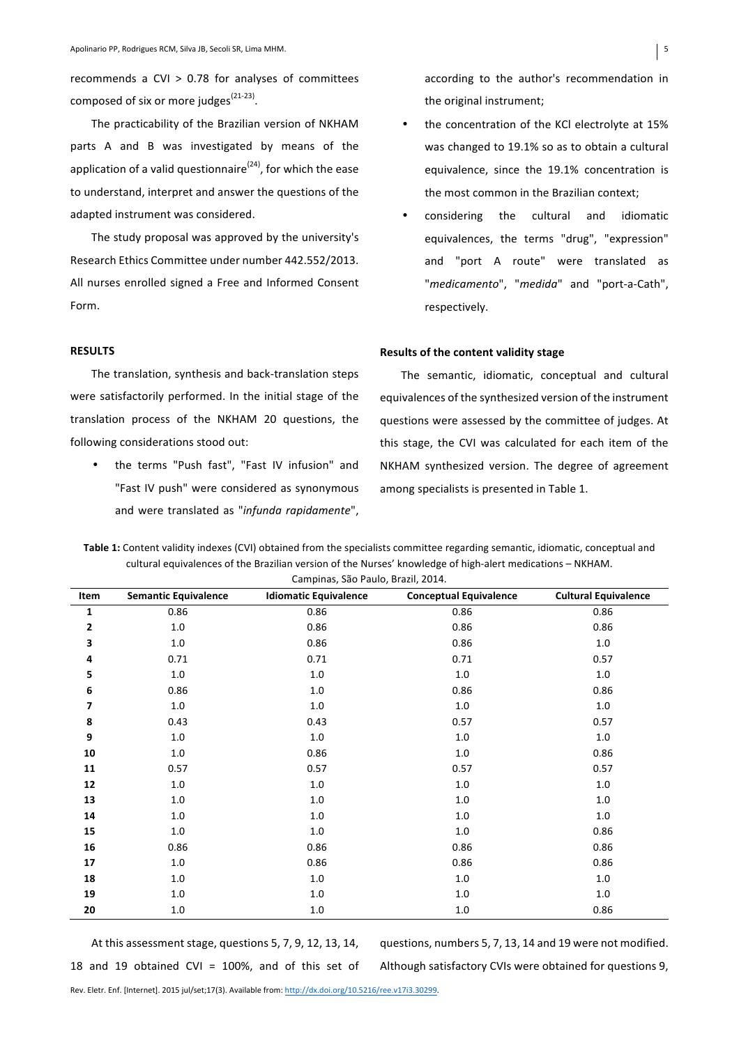recommends a CVI > 0.78 for analyses of committees composed of six or more judges[21-23].

The practicability of the Brazilian version of NKHAM parts A and B was investigated by means of the application of a valid questionnaire[24], for which the ease to understand, interpret and answer the questions of the adapted instrument was considered.

The study proposal was approved by the university's Research Ethics Committee under number 442.552/2013. All nurses enrolled signed a Free and Informed Consent Form.

## RESULTS

The translation, synthesis and back-translation steps were satisfactorily performed. In the initial stage of the translation process of the NKHAM 20 questions, the following considerations stood out:

- the terms "Push fast", "Fast IV infusion" and "Fast IV push" were considered as synonymous and were translated as "*infunda rapidamente*", according to the author's recommendation in the original instrument;
- the concentration of the KCl electrolyte at 15% was changed to 19.1% so as to obtain a cultural equivalence, since the 19.1% concentration is the most common in the Brazilian context;
- considering the cultural and idiomatic equivalences, the terms "drug", "expression" and "port A route" were translated as "*medicamento*", "*medida*" and "port-a-Cath", respectively.

### Results of the content validity stage

The semantic, idiomatic, conceptual and cultural equivalences of the synthesized version of the instrument questions were assessed by the committee of judges. At this stage, the CVI was calculated for each item of the NKHAM synthesized version. The degree of agreement among specialists is presented in Table 1.

**Table 1:** Content validity indexes (CVI) obtained from the specialists committee regarding semantic, idiomatic, conceptual and cultural equivalences of the Brazilian version of the Nurses' knowledge of high-alert medications – NKHAM. Campinas, São Paulo, Brazil, 2014.

| Item | Semantic Equivalence | Idiomatic Equivalence | Conceptual Equivalence | Cultural Equivalence |
|---|---|---|---|---|
| 1 | 0.86 | 0.86 | 0.86 | 0.86 |
| 2 | 1.0 | 0.86 | 0.86 | 0.86 |
| 3 | 1.0 | 0.86 | 0.86 | 1.0 |
| 4 | 0.71 | 0.71 | 0.71 | 0.57 |
| 5 | 1.0 | 1.0 | 1.0 | 1.0 |
| 6 | 0.86 | 1.0 | 0.86 | 0.86 |
| 7 | 1.0 | 1.0 | 1.0 | 1.0 |
| 8 | 0.43 | 0.43 | 0.57 | 0.57 |
| 9 | 1.0 | 1.0 | 1.0 | 1.0 |
| 10 | 1.0 | 0.86 | 1.0 | 0.86 |
| 11 | 0.57 | 0.57 | 0.57 | 0.57 |
| 12 | 1.0 | 1.0 | 1.0 | 1.0 |
| 13 | 1.0 | 1.0 | 1.0 | 1.0 |
| 14 | 1.0 | 1.0 | 1.0 | 1.0 |
| 15 | 1.0 | 1.0 | 1.0 | 0.86 |
| 16 | 0.86 | 0.86 | 0.86 | 0.86 |
| 17 | 1.0 | 0.86 | 0.86 | 0.86 |
| 18 | 1.0 | 1.0 | 1.0 | 1.0 |
| 19 | 1.0 | 1.0 | 1.0 | 1.0 |
| 20 | 1.0 | 1.0 | 1.0 | 0.86 |

At this assessment stage, questions 5, 7, 9, 12, 13, 14, 18 and 19 obtained CVI = 100%, and of this set of questions, numbers 5, 7, 13, 14 and 19 were not modified. Although satisfactory CVIs were obtained for questions 9,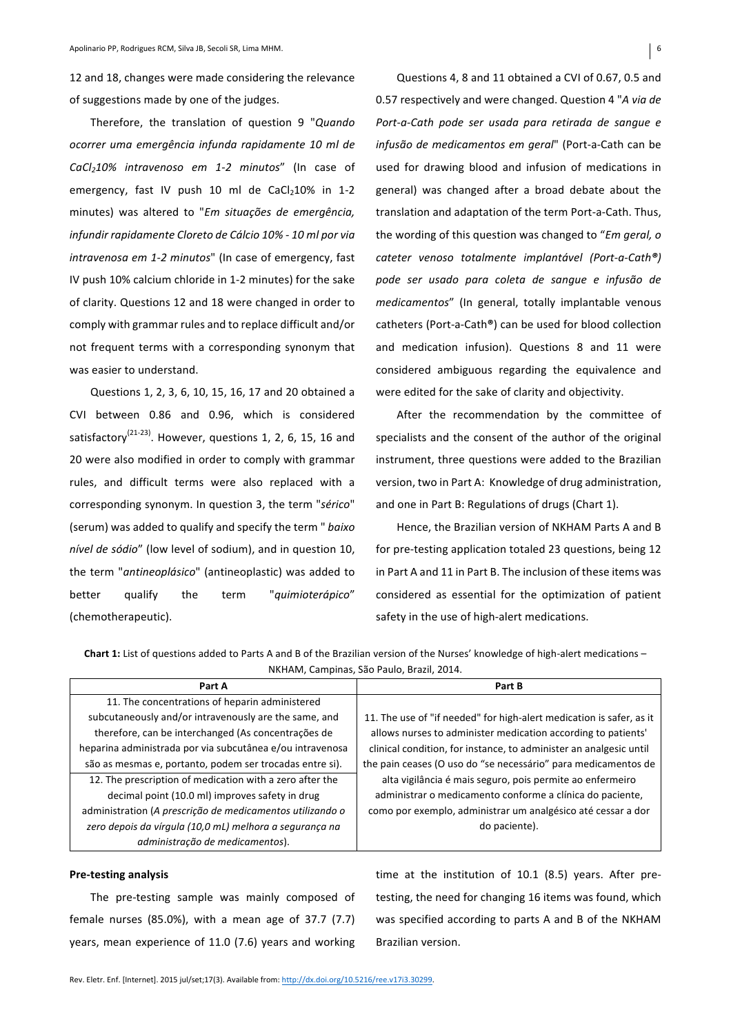12 and 18, changes were made considering the relevance of suggestions made by one of the judges.

Therefore, the translation of question 9 "*Quando ocorrer uma emergência infunda rapidamente 10 ml de $CaCl_2$10% intravenoso em 1-2 minutos*" (In case of emergency, fast IV push 10 ml de $CaCl_2$10% in 1-2 minutes) was altered to "*Em situações de emergência, infundir rapidamente Cloreto de Cálcio 10% - 10 ml por via intravenosa em 1-2 minutos*" (In case of emergency, fast IV push 10% calcium chloride in 1-2 minutes) for the sake of clarity. Questions 12 and 18 were changed in order to comply with grammar rules and to replace difficult and/or not frequent terms with a corresponding synonym that was easier to understand.

Questions 1, 2, 3, 6, 10, 15, 16, 17 and 20 obtained a CVI between 0.86 and 0.96, which is considered satisfactory[21-23]. However, questions 1, 2, 6, 15, 16 and 20 were also modified in order to comply with grammar rules, and difficult terms were also replaced with a corresponding synonym. In question 3, the term "*sérico*" (serum) was added to qualify and specify the term " *baixo nível de sódio*" (low level of sodium), and in question 10, the term "*antineoplásico*" (antineoplastic) was added to better qualify the term "*quimioterápico*" (chemotherapeutic).

Questions 4, 8 and 11 obtained a CVI of 0.67, 0.5 and 0.57 respectively and were changed. Question 4 "*A via de Port-a-Cath pode ser usada para retirada de sangue e infusão de medicamentos em geral*" (Port-a-Cath can be used for drawing blood and infusion of medications in general) was changed after a broad debate about the translation and adaptation of the term Port-a-Cath. Thus, the wording of this question was changed to "*Em geral, o cateter venoso totalmente implantável (Port-a-Cath®) pode ser usado para coleta de sangue e infusão de medicamentos*" (In general, totally implantable venous catheters (Port-a-Cath®) can be used for blood collection and medication infusion). Questions 8 and 11 were considered ambiguous regarding the equivalence and were edited for the sake of clarity and objectivity.

After the recommendation by the committee of specialists and the consent of the author of the original instrument, three questions were added to the Brazilian version, two in Part A: Knowledge of drug administration, and one in Part B: Regulations of drugs (Chart 1).

Hence, the Brazilian version of NKHAM Parts A and B for pre-testing application totaled 23 questions, being 12 in Part A and 11 in Part B. The inclusion of these items was considered as essential for the optimization of patient safety in the use of high-alert medications.

**Chart 1:** List of questions added to Parts A and B of the Brazilian version of the Nurses' knowledge of high-alert medications – NKHAM, Campinas, São Paulo, Brazil, 2014.

| Part A | Part B |
|---|---|
| 11. The concentrations of heparin administered subcutaneously and/or intravenously are the same, and therefore, can be interchanged (As concentrações de heparina administrada por via subcutânea e/ou intravenosa são as mesmas e, portanto, podem ser trocadas entre si). 12. The prescription of medication with a zero after the decimal point (10.0 ml) improves safety in drug administration (*A prescrição de medicamentos utilizando o zero depois da vírgula (10,0 mL) melhora a segurança na administração de medicamentos*). | 11. The use of "if needed" for high-alert medication is safer, as it allows nurses to administer medication according to patients' clinical condition, for instance, to administer an analgesic until the pain ceases (O uso do "se necessário" para medicamentos de alta vigilância é mais seguro, pois permite ao enfermeiro administrar o medicamento conforme a clínica do paciente, como por exemplo, administrar um analgésico até cessar a dor do paciente). |

**Pre-testing analysis**

The pre-testing sample was mainly composed of female nurses (85.0%), with a mean age of 37.7 (7.7) years, mean experience of 11.0 (7.6) years and working time at the institution of 10.1 (8.5) years. After pre-testing, the need for changing 16 items was found, which was specified according to parts A and B of the NKHAM Brazilian version.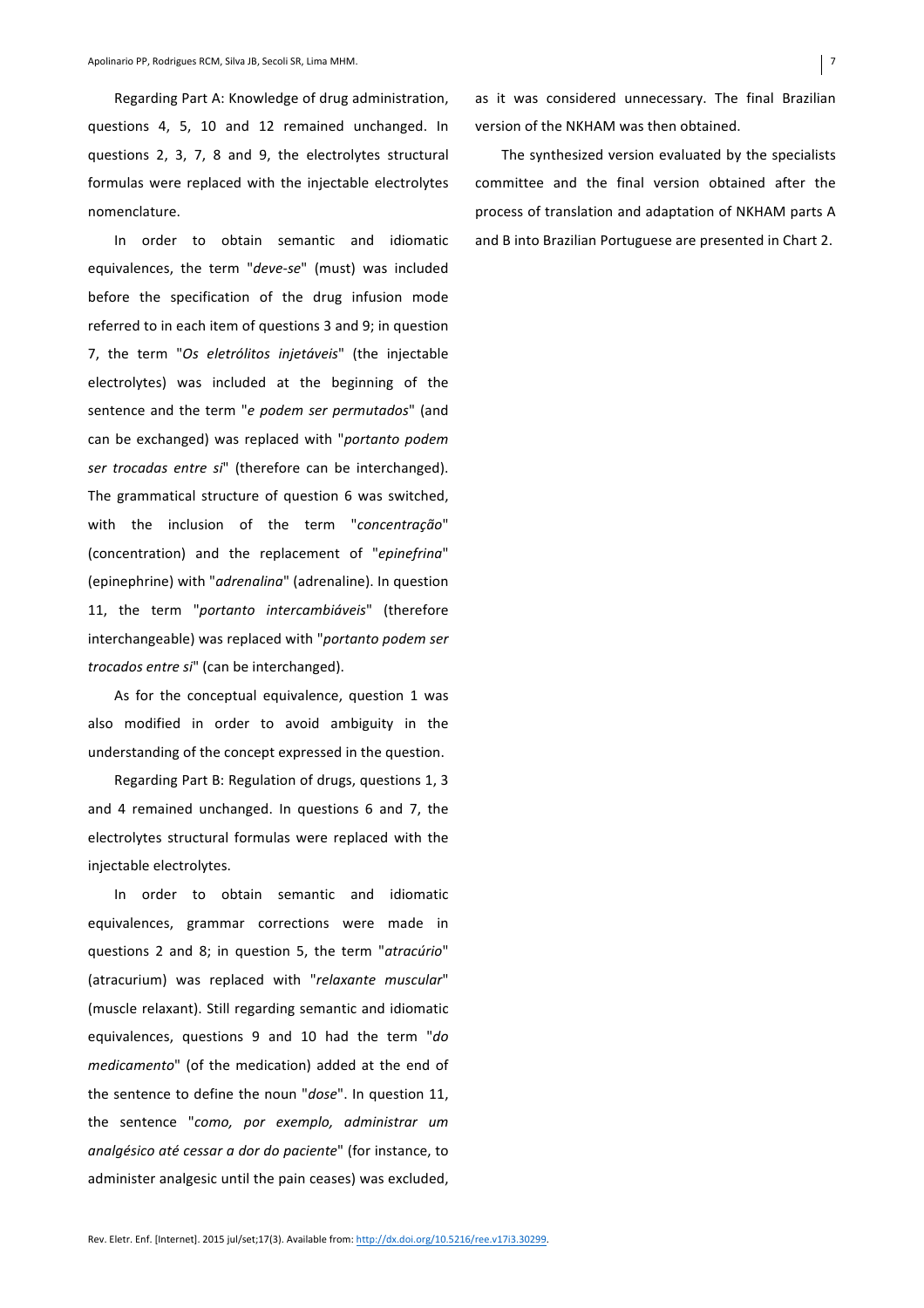Regarding Part A: Knowledge of drug administration, questions 4, 5, 10 and 12 remained unchanged. In questions 2, 3, 7, 8 and 9, the electrolytes structural formulas were replaced with the injectable electrolytes nomenclature.

In order to obtain semantic and idiomatic equivalences, the term "*deve-se*" (must) was included before the specification of the drug infusion mode referred to in each item of questions 3 and 9; in question 7, the term "*Os eletrólitos injetáveis*" (the injectable electrolytes) was included at the beginning of the sentence and the term "*e podem ser permutados*" (and can be exchanged) was replaced with "*portanto podem ser trocadas entre si*" (therefore can be interchanged). The grammatical structure of question 6 was switched, with the inclusion of the term "*concentração*" (concentration) and the replacement of "*epinefrina*" (epinephrine) with "*adrenalina*" (adrenaline). In question 11, the term "*portanto intercambiáveis*" (therefore interchangeable) was replaced with "*portanto podem ser trocados entre si*" (can be interchanged).

As for the conceptual equivalence, question 1 was also modified in order to avoid ambiguity in the understanding of the concept expressed in the question.

Regarding Part B: Regulation of drugs, questions 1, 3 and 4 remained unchanged. In questions 6 and 7, the electrolytes structural formulas were replaced with the injectable electrolytes.

In order to obtain semantic and idiomatic equivalences, grammar corrections were made in questions 2 and 8; in question 5, the term "*atracúrio*" (atracurium) was replaced with "*relaxante muscular*" (muscle relaxant). Still regarding semantic and idiomatic equivalences, questions 9 and 10 had the term "*do medicamento*" (of the medication) added at the end of the sentence to define the noun "*dose*". In question 11, the sentence "*como, por exemplo, administrar um analgésico até cessar a dor do paciente*" (for instance, to administer analgesic until the pain ceases) was excluded, as it was considered unnecessary. The final Brazilian version of the NKHAM was then obtained.

The synthesized version evaluated by the specialists committee and the final version obtained after the process of translation and adaptation of NKHAM parts A and B into Brazilian Portuguese are presented in Chart 2.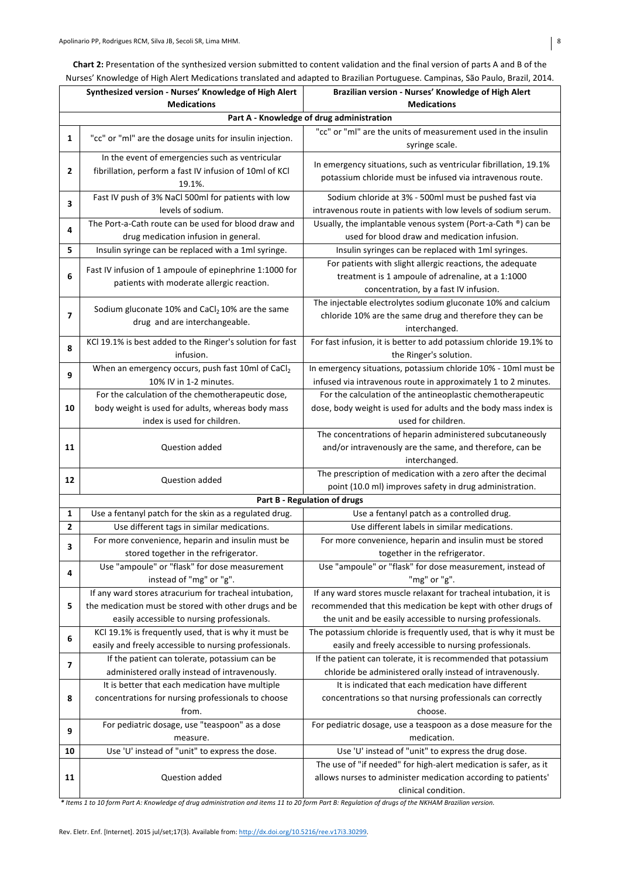**Chart 2:** Presentation of the synthesized version submitted to content validation and the final version of parts A and B of the Nurses' Knowledge of High Alert Medications translated and adapted to Brazilian Portuguese. Campinas, São Paulo, Brazil, 2014.

| | Synthesized version - Nurses' Knowledge of High Alert Medications | Brazilian version - Nurses' Knowledge of High Alert Medications |
|---|---|---|
| **Part A - Knowledge of drug administration** | | |
| 1 | "cc" or "ml" are the dosage units for insulin injection. | "cc" or "ml" are the units of measurement used in the insulin syringe scale. |
| 2 | In the event of emergencies such as ventricular fibrillation, perform a fast IV infusion of 10ml of KCl 19.1%. | In emergency situations, such as ventricular fibrillation, 19.1% potassium chloride must be infused via intravenous route. |
| 3 | Fast IV push of 3% NaCl 500ml for patients with low levels of sodium. | Sodium chloride at 3% - 500ml must be pushed fast via intravenous route in patients with low levels of sodium serum. |
| 4 | The Port-a-Cath route can be used for blood draw and drug medication infusion in general. | Usually, the implantable venous system (Port-a-Cath ®) can be used for blood draw and medication infusion. |
| 5 | Insulin syringe can be replaced with a 1ml syringe. | Insulin syringes can be replaced with 1ml syringes. |
| 6 | Fast IV infusion of 1 ampoule of epinephrine 1:1000 for patients with moderate allergic reaction. | For patients with slight allergic reactions, the adequate treatment is 1 ampoule of adrenaline, at a 1:1000 concentration, by a fast IV infusion. |
| 7 | Sodium gluconate 10% and $CaCl_2$ 10% are the same drug and are interchangeable. | The injectable electrolytes sodium gluconate 10% and calcium chloride 10% are the same drug and therefore they can be interchanged. |
| 8 | KCl 19.1% is best added to the Ringer's solution for fast infusion. | For fast infusion, it is better to add potassium chloride 19.1% to the Ringer's solution. |
| 9 | When an emergency occurs, push fast 10ml of $CaCl_2$ 10% IV in 1-2 minutes. | In emergency situations, potassium chloride 10% - 10ml must be infused via intravenous route in approximately 1 to 2 minutes. |
| 10 | For the calculation of the chemotherapeutic dose, body weight is used for adults, whereas body mass index is used for children. | For the calculation of the antineoplastic chemotherapeutic dose, body weight is used for adults and the body mass index is used for children. |
| 11 | Question added | The concentrations of heparin administered subcutaneously and/or intravenously are the same, and therefore, can be interchanged. |
| 12 | Question added | The prescription of medication with a zero after the decimal point (10.0 ml) improves safety in drug administration. |
| **Part B - Regulation of drugs** | | |
| 1 | Use a fentanyl patch for the skin as a regulated drug. | Use a fentanyl patch as a controlled drug. |
| 2 | Use different tags in similar medications. | Use different labels in similar medications. |
| 3 | For more convenience, heparin and insulin must be stored together in the refrigerator. | For more convenience, heparin and insulin must be stored together in the refrigerator. |
| 4 | Use "ampoule" or "flask" for dose measurement instead of "mg" or "g". | Use "ampoule" or "flask" for dose measurement, instead of "mg" or "g". |
| 5 | If any ward stores atracurium for tracheal intubation, the medication must be stored with other drugs and be easily accessible to nursing professionals. | If any ward stores muscle relaxant for tracheal intubation, it is recommended that this medication be kept with other drugs of the unit and be easily accessible to nursing professionals. |
| 6 | KCl 19.1% is frequently used, that is why it must be easily and freely accessible to nursing professionals. | The potassium chloride is frequently used, that is why it must be easily and freely accessible to nursing professionals. |
| 7 | If the patient can tolerate, potassium can be administered orally instead of intravenously. | If the patient can tolerate, it is recommended that potassium chloride be administered orally instead of intravenously. |
| 8 | It is better that each medication have multiple concentrations for nursing professionals to choose from. | It is indicated that each medication have different concentrations so that nursing professionals can correctly choose. |
| 9 | For pediatric dosage, use "teaspoon" as a dose measure. | For pediatric dosage, use a teaspoon as a dose measure for the medication. |
| 10 | Use 'U' instead of "unit" to express the dose. | Use 'U' instead of "unit" to express the drug dose. |
| 11 | Question added | The use of "if needed" for high-alert medication is safer, as it allows nurses to administer medication according to patients' clinical condition. |

*\* Items 1 to 10 form Part A: Knowledge of drug administration and items 11 to 20 form Part B: Regulation of drugs of the NKHAM Brazilian version.*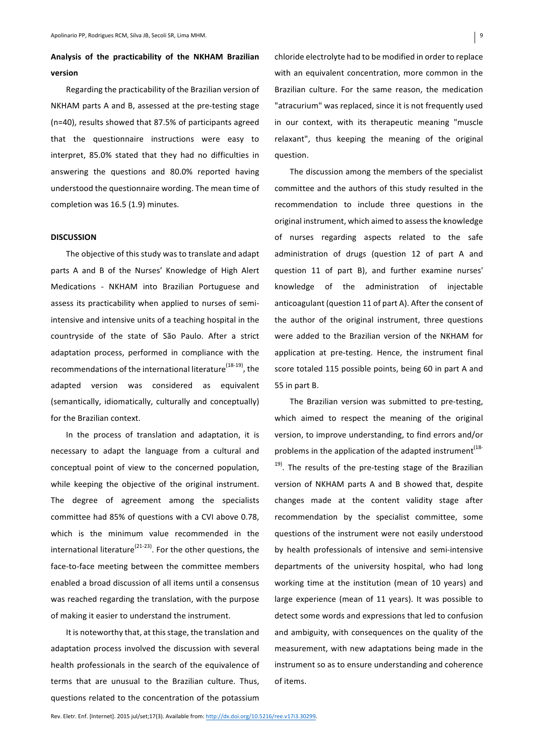**Analysis of the practicability of the NKHAM Brazilian version**

Regarding the practicability of the Brazilian version of NKHAM parts A and B, assessed at the pre-testing stage (n=40), results showed that 87.5% of participants agreed that the questionnaire instructions were easy to interpret, 85.0% stated that they had no difficulties in answering the questions and 80.0% reported having understood the questionnaire wording. The mean time of completion was 16.5 (1.9) minutes.

## DISCUSSION

The objective of this study was to translate and adapt parts A and B of the Nurses' Knowledge of High Alert Medications - NKHAM into Brazilian Portuguese and assess its practicability when applied to nurses of semi-intensive and intensive units of a teaching hospital in the countryside of the state of São Paulo. After a strict adaptation process, performed in compliance with the recommendations of the international literature[18-19], the adapted version was considered as equivalent (semantically, idiomatically, culturally and conceptually) for the Brazilian context.

In the process of translation and adaptation, it is necessary to adapt the language from a cultural and conceptual point of view to the concerned population, while keeping the objective of the original instrument. The degree of agreement among the specialists committee had 85% of questions with a CVI above 0.78, which is the minimum value recommended in the international literature[21-23]. For the other questions, the face-to-face meeting between the committee members enabled a broad discussion of all items until a consensus was reached regarding the translation, with the purpose of making it easier to understand the instrument.

It is noteworthy that, at this stage, the translation and adaptation process involved the discussion with several health professionals in the search of the equivalence of terms that are unusual to the Brazilian culture. Thus, questions related to the concentration of the potassium chloride electrolyte had to be modified in order to replace with an equivalent concentration, more common in the Brazilian culture. For the same reason, the medication "atracurium" was replaced, since it is not frequently used in our context, with its therapeutic meaning "muscle relaxant", thus keeping the meaning of the original question.

The discussion among the members of the specialist committee and the authors of this study resulted in the recommendation to include three questions in the original instrument, which aimed to assess the knowledge of nurses regarding aspects related to the safe administration of drugs (question 12 of part A and question 11 of part B), and further examine nurses' knowledge of the administration of injectable anticoagulant (question 11 of part A). After the consent of the author of the original instrument, three questions were added to the Brazilian version of the NKHAM for application at pre-testing. Hence, the instrument final score totaled 115 possible points, being 60 in part A and 55 in part B.

The Brazilian version was submitted to pre-testing, which aimed to respect the meaning of the original version, to improve understanding, to find errors and/or problems in the application of the adapted instrument[18-19]. The results of the pre-testing stage of the Brazilian version of NKHAM parts A and B showed that, despite changes made at the content validity stage after recommendation by the specialist committee, some questions of the instrument were not easily understood by health professionals of intensive and semi-intensive departments of the university hospital, who had long working time at the institution (mean of 10 years) and large experience (mean of 11 years). It was possible to detect some words and expressions that led to confusion and ambiguity, with consequences on the quality of the measurement, with new adaptations being made in the instrument so as to ensure understanding and coherence of items.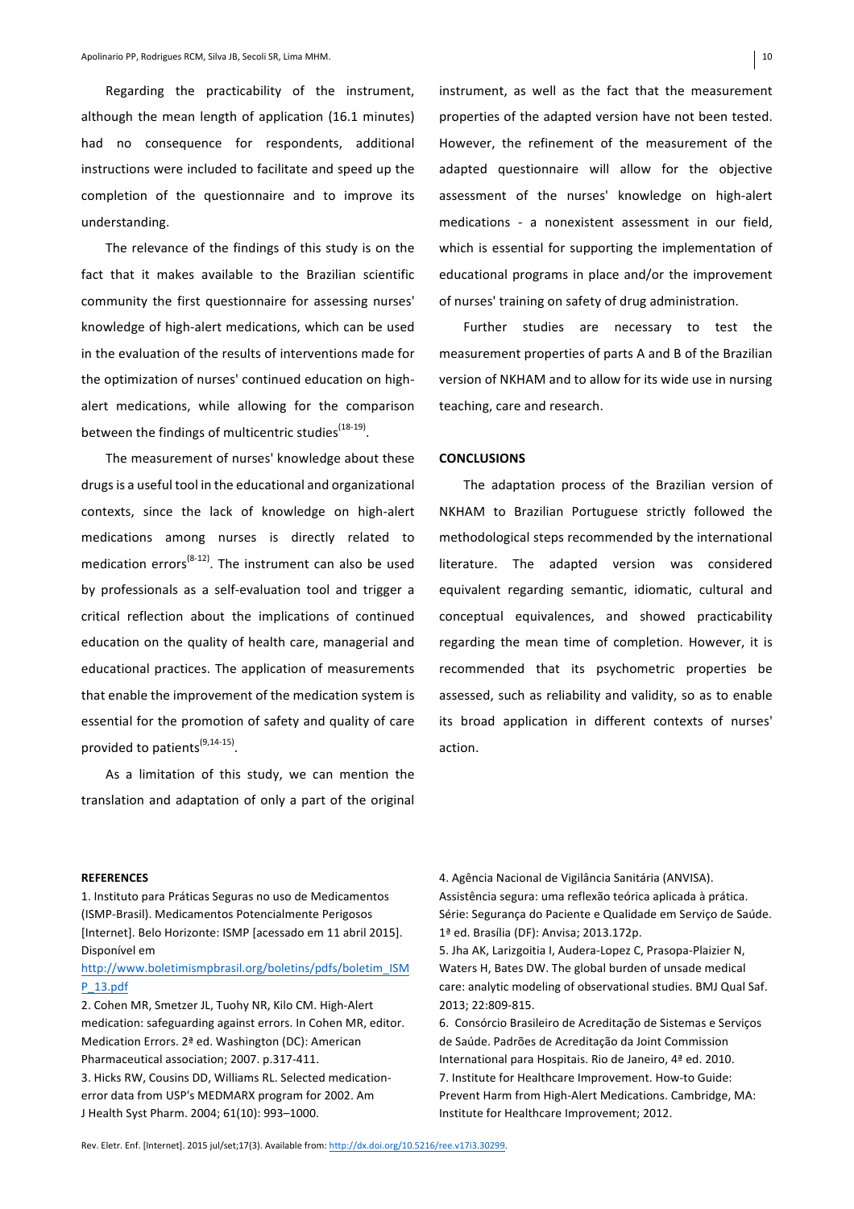Regarding the practicability of the instrument, although the mean length of application (16.1 minutes) had no consequence for respondents, additional instructions were included to facilitate and speed up the completion of the questionnaire and to improve its understanding.

The relevance of the findings of this study is on the fact that it makes available to the Brazilian scientific community the first questionnaire for assessing nurses' knowledge of high-alert medications, which can be used in the evaluation of the results of interventions made for the optimization of nurses' continued education on high-alert medications, while allowing for the comparison between the findings of multicentric studies[18-19].

The measurement of nurses' knowledge about these drugs is a useful tool in the educational and organizational contexts, since the lack of knowledge on high-alert medications among nurses is directly related to medication errors[8-12]. The instrument can also be used by professionals as a self-evaluation tool and trigger a critical reflection about the implications of continued education on the quality of health care, managerial and educational practices. The application of measurements that enable the improvement of the medication system is essential for the promotion of safety and quality of care provided to patients[9,14-15].

As a limitation of this study, we can mention the translation and adaptation of only a part of the original instrument, as well as the fact that the measurement properties of the adapted version have not been tested. However, the refinement of the measurement of the adapted questionnaire will allow for the objective assessment of the nurses' knowledge on high-alert medications - a nonexistent assessment in our field, which is essential for supporting the implementation of educational programs in place and/or the improvement of nurses' training on safety of drug administration.

Further studies are necessary to test the measurement properties of parts A and B of the Brazilian version of NKHAM and to allow for its wide use in nursing teaching, care and research.

## CONCLUSIONS

The adaptation process of the Brazilian version of NKHAM to Brazilian Portuguese strictly followed the methodological steps recommended by the international literature. The adapted version was considered equivalent regarding semantic, idiomatic, cultural and conceptual equivalences, and showed practicability regarding the mean time of completion. However, it is recommended that its psychometric properties be assessed, such as reliability and validity, so as to enable its broad application in different contexts of nurses' action.

## REFERENCES

1. Instituto para Práticas Seguras no uso de Medicamentos (ISMP-Brasil). Medicamentos Potencialmente Perigosos [Internet]. Belo Horizonte: ISMP [acessado em 11 abril 2015]. Disponível em http://www.boletimismpbrasil.org/boletins/pdfs/boletim_ISMP_13.pdf
2. Cohen MR, Smetzer JL, Tuohy NR, Kilo CM. High-Alert medication: safeguarding against errors. In Cohen MR, editor. Medication Errors. 2ª ed. Washington (DC): American Pharmaceutical association; 2007. p.317-411.
3. Hicks RW, Cousins DD, Williams RL. Selected medication-error data from USP's MEDMARX program for 2002. Am J Health Syst Pharm. 2004; 61(10): 993–1000.
4. Agência Nacional de Vigilância Sanitária (ANVISA). Assistência segura: uma reflexão teórica aplicada à prática. Série: Segurança do Paciente e Qualidade em Serviço de Saúde. 1ª ed. Brasília (DF): Anvisa; 2013.172p.
5. Jha AK, Larizgoitia I, Audera-Lopez C, Prasopa-Plaizier N, Waters H, Bates DW. The global burden of unsade medical care: analytic modeling of observational studies. BMJ Qual Saf. 2013; 22:809-815.
6. Consórcio Brasileiro de Acreditação de Sistemas e Serviços de Saúde. Padrões de Acreditação da Joint Commission International para Hospitais. Rio de Janeiro, 4ª ed. 2010.
7. Institute for Healthcare Improvement. How-to Guide: Prevent Harm from High-Alert Medications. Cambridge, MA: Institute for Healthcare Improvement; 2012.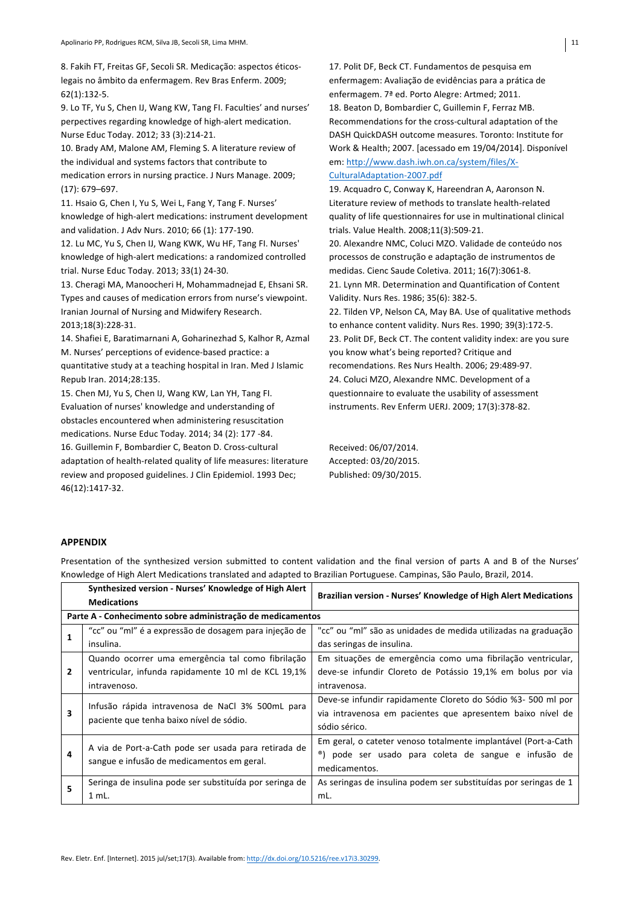8. Fakih FT, Freitas GF, Secoli SR. Medicação: aspectos éticos-legais no âmbito da enfermagem. Rev Bras Enferm. 2009; 62(1):132-5.

9. Lo TF, Yu S, Chen IJ, Wang KW, Tang FI. Faculties' and nurses' perpectives regarding knowledge of high-alert medication. Nurse Educ Today. 2012; 33 (3):214-21.

10. Brady AM, Malone AM, Fleming S. A literature review of the individual and systems factors that contribute to medication errors in nursing practice. J Nurs Manage. 2009; (17): 679–697.

11. Hsaio G, Chen I, Yu S, Wei L, Fang Y, Tang F. Nurses' knowledge of high-alert medications: instrument development and validation. J Adv Nurs. 2010; 66 (1): 177-190.

12. Lu MC, Yu S, Chen IJ, Wang KWK, Wu HF, Tang FI. Nurses' knowledge of high-alert medications: a randomized controlled trial. Nurse Educ Today. 2013; 33(1) 24-30.

13. Cheragi MA, Manoocheri H, Mohammadnejad E, Ehsani SR. Types and causes of medication errors from nurse's viewpoint. Iranian Journal of Nursing and Midwifery Research. 2013;18(3):228-31.

14. Shafiei E, Baratimarnani A, Goharinezhad S, Kalhor R, Azmal M. Nurses' perceptions of evidence-based practice: a quantitative study at a teaching hospital in Iran. Med J Islamic Repub Iran. 2014;28:135.

15. Chen MJ, Yu S, Chen IJ, Wang KW, Lan YH, Tang FI. Evaluation of nurses' knowledge and understanding of obstacles encountered when administering resuscitation medications. Nurse Educ Today. 2014; 34 (2): 177 -84.

16. Guillemin F, Bombardier C, Beaton D. Cross-cultural adaptation of health-related quality of life measures: literature review and proposed guidelines. J Clin Epidemiol. 1993 Dec; 46(12):1417-32.

17. Polit DF, Beck CT. Fundamentos de pesquisa em enfermagem: Avaliação de evidências para a prática de enfermagem. 7ª ed. Porto Alegre: Artmed; 2011.

18. Beaton D, Bombardier C, Guillemin F, Ferraz MB. Recommendations for the cross-cultural adaptation of the DASH QuickDASH outcome measures. Toronto: Institute for Work & Health; 2007. [acessado em 19/04/2014]. Disponível em: http://www.dash.iwh.on.ca/system/files/X-CulturalAdaptation-2007.pdf

19. Acquadro C, Conway K, Hareendran A, Aaronson N. Literature review of methods to translate health-related quality of life questionnaires for use in multinational clinical trials. Value Health. 2008;11(3):509-21.

20. Alexandre NMC, Coluci MZO. Validade de conteúdo nos processos de construção e adaptação de instrumentos de medidas. Cienc Saude Coletiva. 2011; 16(7):3061-8.

21. Lynn MR. Determination and Quantification of Content Validity. Nurs Res. 1986; 35(6): 382-5.

22. Tilden VP, Nelson CA, May BA. Use of qualitative methods to enhance content validity. Nurs Res. 1990; 39(3):172-5.

23. Polit DF, Beck CT. The content validity index: are you sure you know what's being reported? Critique and recomendations. Res Nurs Health. 2006; 29:489-97.

24. Coluci MZO, Alexandre NMC. Development of a questionnaire to evaluate the usability of assessment instruments. Rev Enferm UERJ. 2009; 17(3):378-82.

Received: 06/07/2014.
Accepted: 03/20/2015.
Published: 09/30/2015.

## APPENDIX

Presentation of the synthesized version submitted to content validation and the final version of parts A and B of the Nurses' Knowledge of High Alert Medications translated and adapted to Brazilian Portuguese. Campinas, São Paulo, Brazil, 2014.

| | Synthesized version - Nurses' Knowledge of High Alert Medications | Brazilian version - Nurses' Knowledge of High Alert Medications |
|---|---|---|
| **Parte A - Conhecimento sobre administração de medicamentos** | | |
| 1 | "cc" ou "ml" é a expressão de dosagem para injeção de insulina. | "cc" ou "ml" são as unidades de medida utilizadas na graduação das seringas de insulina. |
| 2 | Quando ocorrer uma emergência tal como fibrilação ventricular, infunda rapidamente 10 ml de KCL 19,1% intravenoso. | Em situações de emergência como uma fibrilação ventricular, deve-se infundir Cloreto de Potássio 19,1% em bolus por via intravenosa. |
| 3 | Infusão rápida intravenosa de NaCl 3% 500mL para paciente que tenha baixo nível de sódio. | Deve-se infundir rapidamente Cloreto do Sódio %3- 500 ml por via intravenosa em pacientes que apresentem baixo nível de sódio sérico. |
| 4 | A via de Port-a-Cath pode ser usada para retirada de sangue e infusão de medicamentos em geral. | Em geral, o cateter venoso totalmente implantável (Port-a-Cath ®) pode ser usado para coleta de sangue e infusão de medicamentos. |
| 5 | Seringa de insulina pode ser substituída por seringa de 1 mL. | As seringas de insulina podem ser substituídas por seringas de 1 mL. |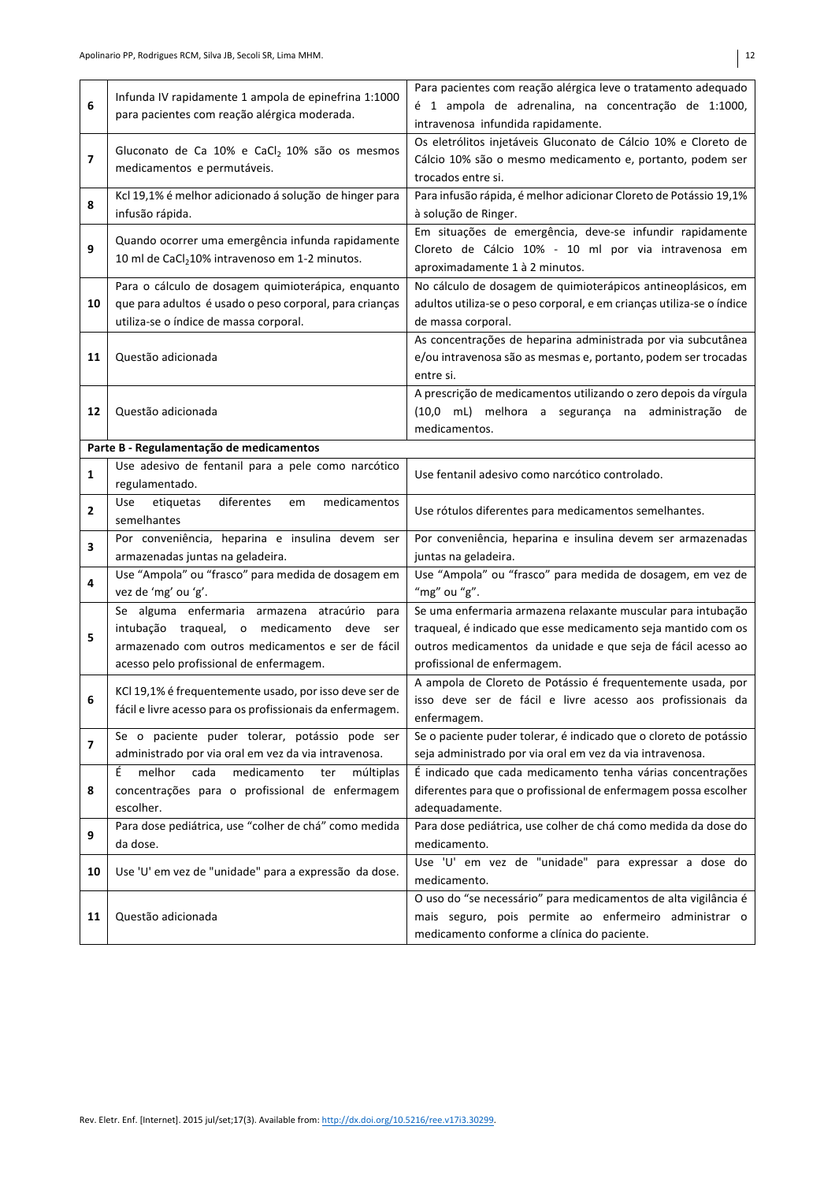| | | |
|---|---|---|
| 6 | Infunda IV rapidamente 1 ampola de epinefrina 1:1000 para pacientes com reação alérgica moderada. | Para pacientes com reação alérgica leve o tratamento adequado é 1 ampola de adrenalina, na concentração de 1:1000, intravenosa infundida rapidamente. |
| 7 | Gluconato de Ca 10% e $CaCl_2$ 10% são os mesmos medicamentos e permutáveis. | Os eletrólitos injetáveis Gluconato de Cálcio 10% e Cloreto de Cálcio 10% são o mesmo medicamento e, portanto, podem ser trocados entre si. |
| 8 | Kcl 19,1% é melhor adicionado á solução de hinger para infusão rápida. | Para infusão rápida, é melhor adicionar Cloreto de Potássio 19,1% à solução de Ringer. |
| 9 | Quando ocorrer uma emergência infunda rapidamente 10 ml de $CaCl_2$10% intravenoso em 1-2 minutos. | Em situações de emergência, deve-se infundir rapidamente Cloreto de Cálcio 10% - 10 ml por via intravenosa em aproximadamente 1 à 2 minutos. |
| 10 | Para o cálculo de dosagem quimioterápica, enquanto que para adultos é usado o peso corporal, para crianças utiliza-se o índice de massa corporal. | No cálculo de dosagem de quimioterápicos antineoplásicos, em adultos utiliza-se o peso corporal, e em crianças utiliza-se o índice de massa corporal. |
| 11 | Questão adicionada | As concentrações de heparina administrada por via subcutânea e/ou intravenosa são as mesmas e, portanto, podem ser trocadas entre si. |
| 12 | Questão adicionada | A prescrição de medicamentos utilizando o zero depois da vírgula (10,0 mL) melhora a segurança na administração de medicamentos. |
| **Parte B - Regulamentação de medicamentos** | | |
| 1 | Use adesivo de fentanil para a pele como narcótico regulamentado. | Use fentanil adesivo como narcótico controlado. |
| 2 | Use etiquetas diferentes em medicamentos semelhantes | Use rótulos diferentes para medicamentos semelhantes. |
| 3 | Por conveniência, heparina e insulina devem ser armazenadas juntas na geladeira. | Por conveniência, heparina e insulina devem ser armazenadas juntas na geladeira. |
| 4 | Use "Ampola" ou "frasco" para medida de dosagem em vez de 'mg' ou 'g'. | Use "Ampola" ou "frasco" para medida de dosagem, em vez de "mg" ou "g". |
| 5 | Se alguma enfermaria armazena atracúrio para intubação traqueal, o medicamento deve ser armazenado com outros medicamentos e ser de fácil acesso pelo profissional de enfermagem. | Se uma enfermaria armazena relaxante muscular para intubação traqueal, é indicado que esse medicamento seja mantido com os outros medicamentos da unidade e que seja de fácil acesso ao profissional de enfermagem. |
| 6 | KCl 19,1% é frequentemente usado, por isso deve ser de fácil e livre acesso para os profissionais da enfermagem. | A ampola de Cloreto de Potássio é frequentemente usada, por isso deve ser de fácil e livre acesso aos profissionais da enfermagem. |
| 7 | Se o paciente puder tolerar, potássio pode ser administrado por via oral em vez da via intravenosa. | Se o paciente puder tolerar, é indicado que o cloreto de potássio seja administrado por via oral em vez da via intravenosa. |
| 8 | É melhor cada medicamento ter múltiplas concentrações para o profissional de enfermagem escolher. | É indicado que cada medicamento tenha várias concentrações diferentes para que o profissional de enfermagem possa escolher adequadamente. |
| 9 | Para dose pediátrica, use "colher de chá" como medida da dose. | Para dose pediátrica, use colher de chá como medida da dose do medicamento. |
| 10 | Use 'U' em vez de "unidade" para a expressão da dose. | Use 'U' em vez de "unidade" para expressar a dose do medicamento. |
| 11 | Questão adicionada | O uso do "se necessário" para medicamentos de alta vigilância é mais seguro, pois permite ao enfermeiro administrar o medicamento conforme a clínica do paciente. |